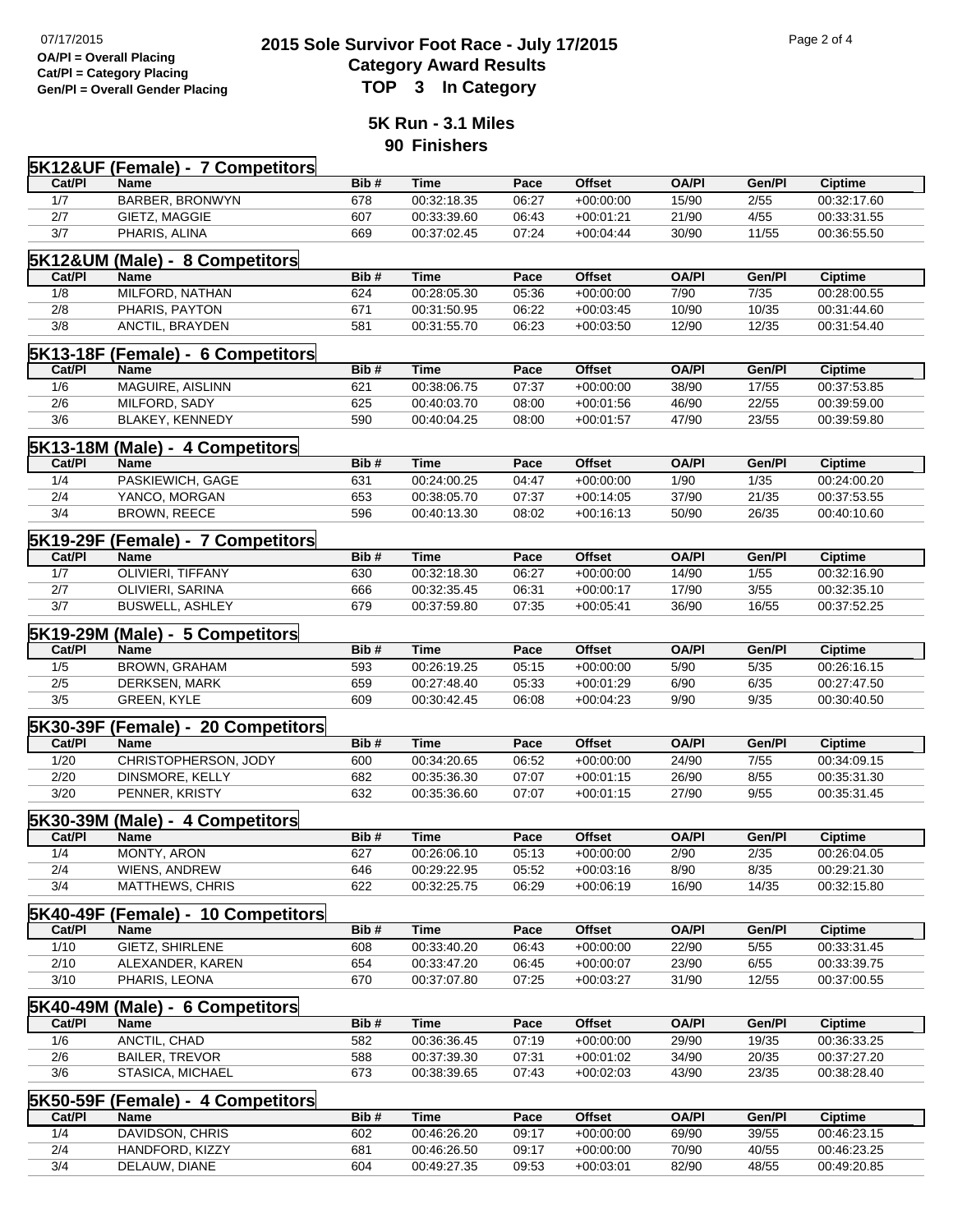07/17/2015

**OA/Pl = Overall Placing**
**Cat/Pl = Category Placing**
**Gen/Pl = Overall Gender Placing**

# 2015 Sole Survivor Foot Race - July 17/2015
## Category Award Results
## TOP 3 In Category

### 5K Run - 3.1 Miles
### 90 Finishers

**5K12&UF (Female) - 7 Competitors**

| Cat/Pl | Name | Bib # | Time | Pace | Offset | OA/Pl | Gen/Pl | Ciptime |
|---|---|---|---|---|---|---|---|---|
| 1/7 | BARBER, BRONWYN | 678 | 00:32:18.35 | 06:27 | +00:00:00 | 15/90 | 2/55 | 00:32:17.60 |
| 2/7 | GIETZ, MAGGIE | 607 | 00:33:39.60 | 06:43 | +00:01:21 | 21/90 | 4/55 | 00:33:31.55 |
| 3/7 | PHARIS, ALINA | 669 | 00:37:02.45 | 07:24 | +00:04:44 | 30/90 | 11/55 | 00:36:55.50 |

**5K12&UM (Male) - 8 Competitors**

| Cat/Pl | Name | Bib # | Time | Pace | Offset | OA/Pl | Gen/Pl | Ciptime |
|---|---|---|---|---|---|---|---|---|
| 1/8 | MILFORD, NATHAN | 624 | 00:28:05.30 | 05:36 | +00:00:00 | 7/90 | 7/35 | 00:28:00.55 |
| 2/8 | PHARIS, PAYTON | 671 | 00:31:50.95 | 06:22 | +00:03:45 | 10/90 | 10/35 | 00:31:44.60 |
| 3/8 | ANCTIL, BRAYDEN | 581 | 00:31:55.70 | 06:23 | +00:03:50 | 12/90 | 12/35 | 00:31:54.40 |

**5K13-18F (Female) - 6 Competitors**

| Cat/Pl | Name | Bib # | Time | Pace | Offset | OA/Pl | Gen/Pl | Ciptime |
|---|---|---|---|---|---|---|---|---|
| 1/6 | MAGUIRE, AISLINN | 621 | 00:38:06.75 | 07:37 | +00:00:00 | 38/90 | 17/55 | 00:37:53.85 |
| 2/6 | MILFORD, SADY | 625 | 00:40:03.70 | 08:00 | +00:01:56 | 46/90 | 22/55 | 00:39:59.00 |
| 3/6 | BLAKEY, KENNEDY | 590 | 00:40:04.25 | 08:00 | +00:01:57 | 47/90 | 23/55 | 00:39:59.80 |

**5K13-18M (Male) - 4 Competitors**

| Cat/Pl | Name | Bib # | Time | Pace | Offset | OA/Pl | Gen/Pl | Ciptime |
|---|---|---|---|---|---|---|---|---|
| 1/4 | PASKIEWICH, GAGE | 631 | 00:24:00.25 | 04:47 | +00:00:00 | 1/90 | 1/35 | 00:24:00.20 |
| 2/4 | YANCO, MORGAN | 653 | 00:38:05.70 | 07:37 | +00:14:05 | 37/90 | 21/35 | 00:37:53.55 |
| 3/4 | BROWN, REECE | 596 | 00:40:13.30 | 08:02 | +00:16:13 | 50/90 | 26/35 | 00:40:10.60 |

**5K19-29F (Female) - 7 Competitors**

| Cat/Pl | Name | Bib # | Time | Pace | Offset | OA/Pl | Gen/Pl | Ciptime |
|---|---|---|---|---|---|---|---|---|
| 1/7 | OLIVIERI, TIFFANY | 630 | 00:32:18.30 | 06:27 | +00:00:00 | 14/90 | 1/55 | 00:32:16.90 |
| 2/7 | OLIVIERI, SARINA | 666 | 00:32:35.45 | 06:31 | +00:00:17 | 17/90 | 3/55 | 00:32:35.10 |
| 3/7 | BUSWELL, ASHLEY | 679 | 00:37:59.80 | 07:35 | +00:05:41 | 36/90 | 16/55 | 00:37:52.25 |

**5K19-29M (Male) - 5 Competitors**

| Cat/Pl | Name | Bib # | Time | Pace | Offset | OA/Pl | Gen/Pl | Ciptime |
|---|---|---|---|---|---|---|---|---|
| 1/5 | BROWN, GRAHAM | 593 | 00:26:19.25 | 05:15 | +00:00:00 | 5/90 | 5/35 | 00:26:16.15 |
| 2/5 | DERKSEN, MARK | 659 | 00:27:48.40 | 05:33 | +00:01:29 | 6/90 | 6/35 | 00:27:47.50 |
| 3/5 | GREEN, KYLE | 609 | 00:30:42.45 | 06:08 | +00:04:23 | 9/90 | 9/35 | 00:30:40.50 |

**5K30-39F (Female) - 20 Competitors**

| Cat/Pl | Name | Bib # | Time | Pace | Offset | OA/Pl | Gen/Pl | Ciptime |
|---|---|---|---|---|---|---|---|---|
| 1/20 | CHRISTOPHERSON, JODY | 600 | 00:34:20.65 | 06:52 | +00:00:00 | 24/90 | 7/55 | 00:34:09.15 |
| 2/20 | DINSMORE, KELLY | 682 | 00:35:36.30 | 07:07 | +00:01:15 | 26/90 | 8/55 | 00:35:31.30 |
| 3/20 | PENNER, KRISTY | 632 | 00:35:36.60 | 07:07 | +00:01:15 | 27/90 | 9/55 | 00:35:31.45 |

**5K30-39M (Male) - 4 Competitors**

| Cat/Pl | Name | Bib # | Time | Pace | Offset | OA/Pl | Gen/Pl | Ciptime |
|---|---|---|---|---|---|---|---|---|
| 1/4 | MONTY, ARON | 627 | 00:26:06.10 | 05:13 | +00:00:00 | 2/90 | 2/35 | 00:26:04.05 |
| 2/4 | WIENS, ANDREW | 646 | 00:29:22.95 | 05:52 | +00:03:16 | 8/90 | 8/35 | 00:29:21.30 |
| 3/4 | MATTHEWS, CHRIS | 622 | 00:32:25.75 | 06:29 | +00:06:19 | 16/90 | 14/35 | 00:32:15.80 |

**5K40-49F (Female) - 10 Competitors**

| Cat/Pl | Name | Bib # | Time | Pace | Offset | OA/Pl | Gen/Pl | Ciptime |
|---|---|---|---|---|---|---|---|---|
| 1/10 | GIETZ, SHIRLENE | 608 | 00:33:40.20 | 06:43 | +00:00:00 | 22/90 | 5/55 | 00:33:31.45 |
| 2/10 | ALEXANDER, KAREN | 654 | 00:33:47.20 | 06:45 | +00:00:07 | 23/90 | 6/55 | 00:33:39.75 |
| 3/10 | PHARIS, LEONA | 670 | 00:37:07.80 | 07:25 | +00:03:27 | 31/90 | 12/55 | 00:37:00.55 |

**5K40-49M (Male) - 6 Competitors**

| Cat/Pl | Name | Bib # | Time | Pace | Offset | OA/Pl | Gen/Pl | Ciptime |
|---|---|---|---|---|---|---|---|---|
| 1/6 | ANCTIL, CHAD | 582 | 00:36:36.45 | 07:19 | +00:00:00 | 29/90 | 19/35 | 00:36:33.25 |
| 2/6 | BAILER, TREVOR | 588 | 00:37:39.30 | 07:31 | +00:01:02 | 34/90 | 20/35 | 00:37:27.20 |
| 3/6 | STASICA, MICHAEL | 673 | 00:38:39.65 | 07:43 | +00:02:03 | 43/90 | 23/35 | 00:38:28.40 |

**5K50-59F (Female) - 4 Competitors**

| Cat/Pl | Name | Bib # | Time | Pace | Offset | OA/Pl | Gen/Pl | Ciptime |
|---|---|---|---|---|---|---|---|---|
| 1/4 | DAVIDSON, CHRIS | 602 | 00:46:26.20 | 09:17 | +00:00:00 | 69/90 | 39/55 | 00:46:23.15 |
| 2/4 | HANDFORD, KIZZY | 681 | 00:46:26.50 | 09:17 | +00:00:00 | 70/90 | 40/55 | 00:46:23.25 |
| 3/4 | DELAUW, DIANE | 604 | 00:49:27.35 | 09:53 | +00:03:01 | 82/90 | 48/55 | 00:49:20.85 |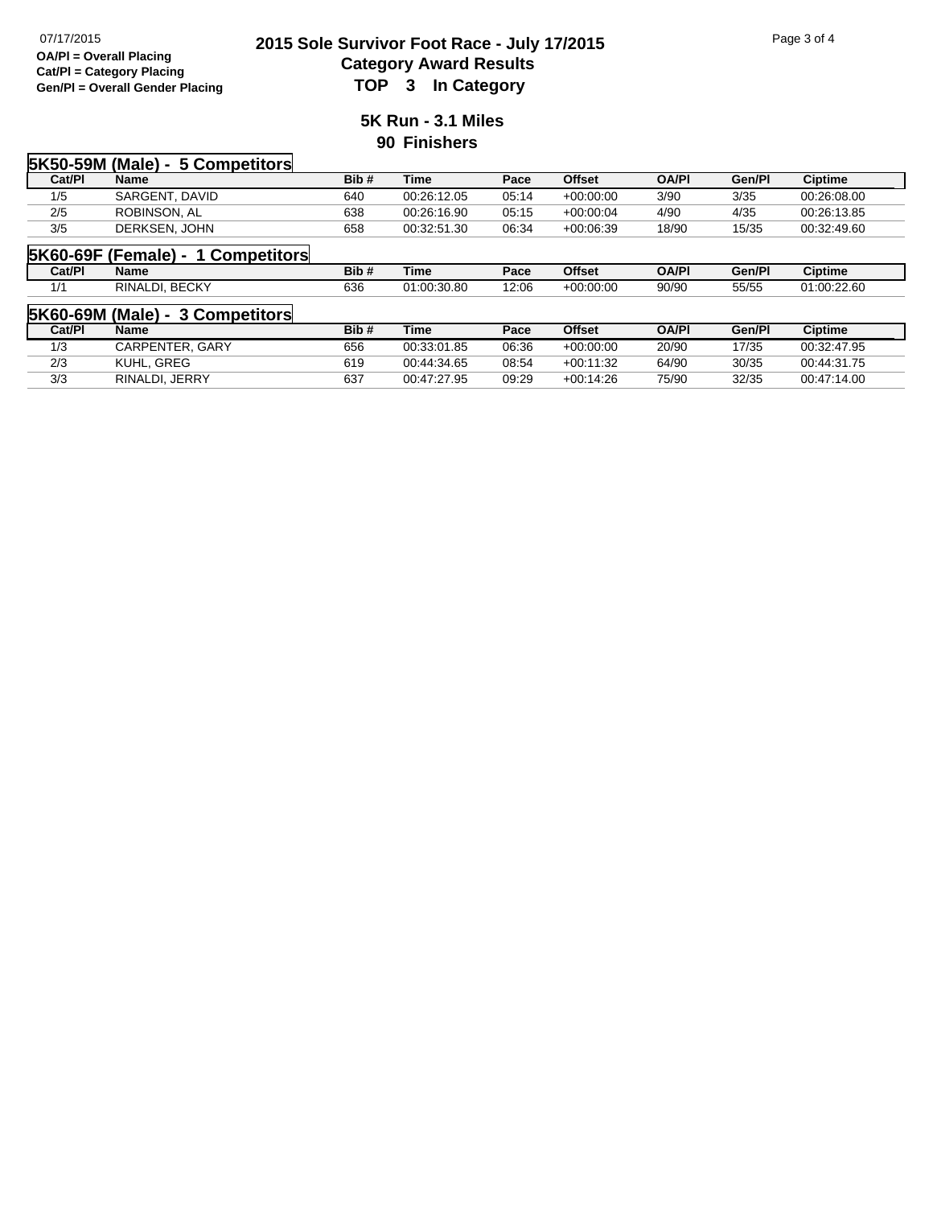07/17/2015

**OA/Pl = Overall Placing**
**Cat/Pl = Category Placing**
**Gen/Pl = Overall Gender Placing**

# 2015 Sole Survivor Foot Race - July 17/2015
## Category Award Results
## TOP 3 In Category

### 5K Run - 3.1 Miles
### 90 Finishers

### 5K50-59M (Male) - 5 Competitors

| Cat/Pl | Name | Bib # | Time | Pace | Offset | OA/Pl | Gen/Pl | Ciptime |
|---|---|---|---|---|---|---|---|---|
| 1/5 | SARGENT, DAVID | 640 | 00:26:12.05 | 05:14 | +00:00:00 | 3/90 | 3/35 | 00:26:08.00 |
| 2/5 | ROBINSON, AL | 638 | 00:26:16.90 | 05:15 | +00:00:04 | 4/90 | 4/35 | 00:26:13.85 |
| 3/5 | DERKSEN, JOHN | 658 | 00:32:51.30 | 06:34 | +00:06:39 | 18/90 | 15/35 | 00:32:49.60 |

### 5K60-69F (Female) - 1 Competitors

| Cat/Pl | Name | Bib # | Time | Pace | Offset | OA/Pl | Gen/Pl | Ciptime |
|---|---|---|---|---|---|---|---|---|
| 1/1 | RINALDI, BECKY | 636 | 01:00:30.80 | 12:06 | +00:00:00 | 90/90 | 55/55 | 01:00:22.60 |

### 5K60-69M (Male) - 3 Competitors

| Cat/Pl | Name | Bib # | Time | Pace | Offset | OA/Pl | Gen/Pl | Ciptime |
|---|---|---|---|---|---|---|---|---|
| 1/3 | CARPENTER, GARY | 656 | 00:33:01.85 | 06:36 | +00:00:00 | 20/90 | 17/35 | 00:32:47.95 |
| 2/3 | KUHL, GREG | 619 | 00:44:34.65 | 08:54 | +00:11:32 | 64/90 | 30/35 | 00:44:31.75 |
| 3/3 | RINALDI, JERRY | 637 | 00:47:27.95 | 09:29 | +00:14:26 | 75/90 | 32/35 | 00:47:14.00 |